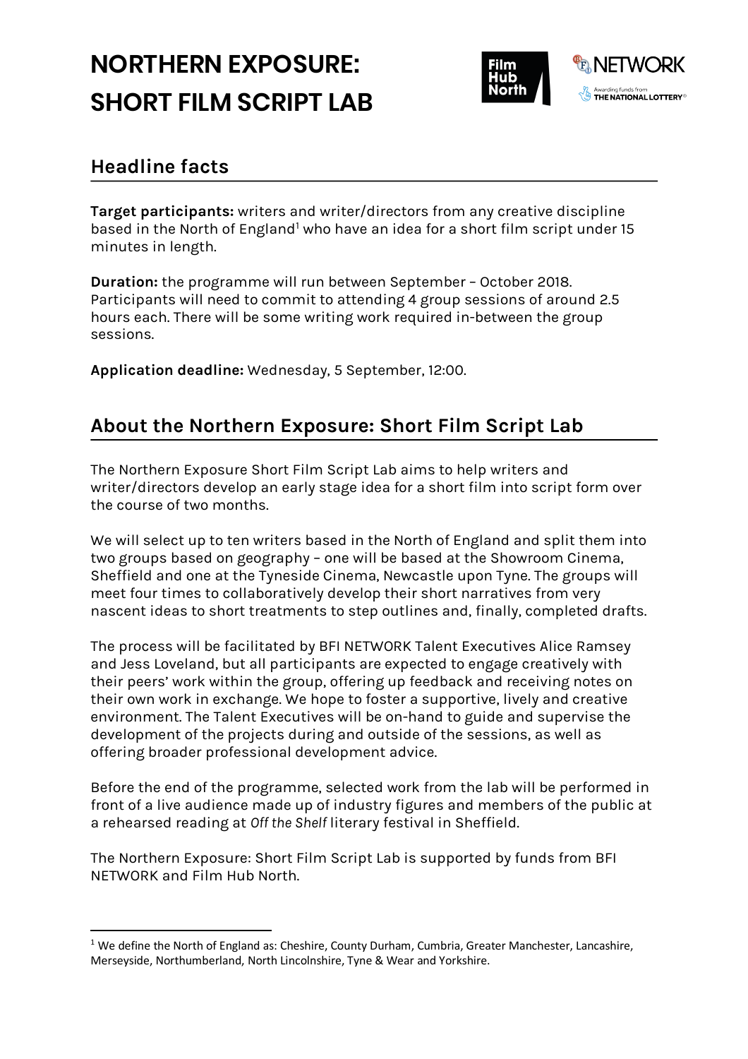# NORTHERN EXPOSURE: SHORT FILM SCRIPT LAB

## Headline facts

**Target participants:** writers and writer/directors from any creative discipline based in the North of England[1] who have an idea for a short film script under 15 minutes in length.

**Duration:** the programme will run between September – October 2018. Participants will need to commit to attending 4 group sessions of around 2.5 hours each. There will be some writing work required in-between the group sessions.

**Application deadline:** Wednesday, 5 September, 12:00.

## About the Northern Exposure: Short Film Script Lab

The Northern Exposure Short Film Script Lab aims to help writers and writer/directors develop an early stage idea for a short film into script form over the course of two months.

We will select up to ten writers based in the North of England and split them into two groups based on geography – one will be based at the Showroom Cinema, Sheffield and one at the Tyneside Cinema, Newcastle upon Tyne. The groups will meet four times to collaboratively develop their short narratives from very nascent ideas to short treatments to step outlines and, finally, completed drafts.

The process will be facilitated by BFI NETWORK Talent Executives Alice Ramsey and Jess Loveland, but all participants are expected to engage creatively with their peers' work within the group, offering up feedback and receiving notes on their own work in exchange. We hope to foster a supportive, lively and creative environment. The Talent Executives will be on-hand to guide and supervise the development of the projects during and outside of the sessions, as well as offering broader professional development advice.

Before the end of the programme, selected work from the lab will be performed in front of a live audience made up of industry figures and members of the public at a rehearsed reading at *Off the Shelf* literary festival in Sheffield.

The Northern Exposure: Short Film Script Lab is supported by funds from BFI NETWORK and Film Hub North.

[1] We define the North of England as: Cheshire, County Durham, Cumbria, Greater Manchester, Lancashire, Merseyside, Northumberland, North Lincolnshire, Tyne & Wear and Yorkshire.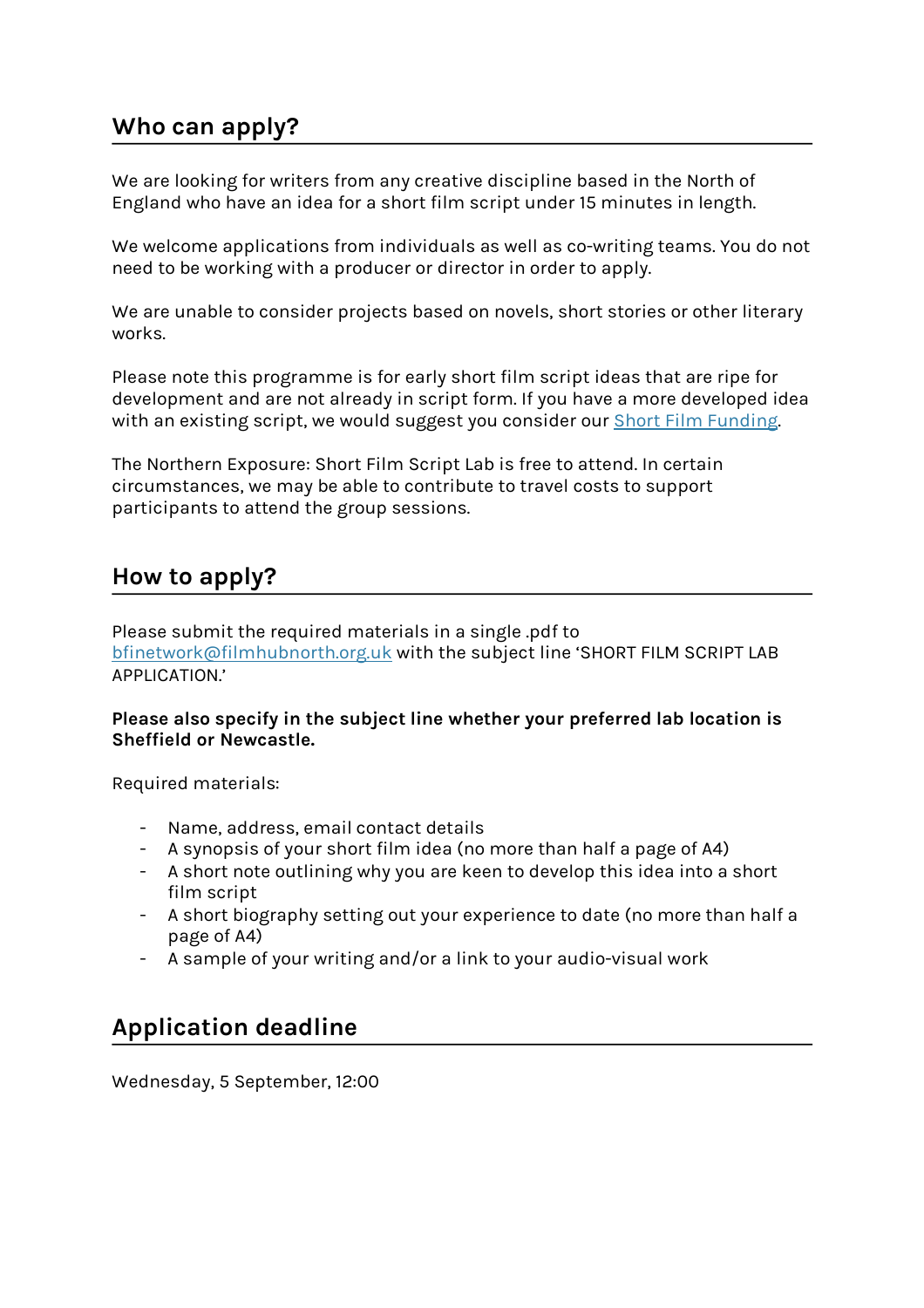## Who can apply?

We are looking for writers from any creative discipline based in the North of England who have an idea for a short film script under 15 minutes in length.

We welcome applications from individuals as well as co-writing teams. You do not need to be working with a producer or director in order to apply.

We are unable to consider projects based on novels, short stories or other literary works.

Please note this programme is for early short film script ideas that ripe for development and are not already in script form. If you have a more developed idea with an existing script, we would suggest you consider our [Short Film Funding](#).

The Northern Exposure: Short Film Script Lab is free to attend. In certain circumstances, we may be able to contribute to travel costs to support participants to attend the group sessions.

## How to apply?

Please submit the required materials in a single .pdf to [bfinetwork@filmhubnorth.org.uk](mailto:bfinetwork@filmhubnorth.org.uk) with the subject line 'SHORT FILM SCRIPT LAB APPLICATION.'

**Please also specify in the subject line whether your preferred lab location is Sheffield or Newcastle.**

Required materials:

- Name, address, email contact details
- A synopsis of your short film idea (no more than half a page of A4)
- A short note outlining why you are keen to develop this idea into a short film script
- A short biography setting out your experience to date (no more than half a page of A4)
- A sample of your writing and/or a link to your audio-visual work

## Application deadline

Wednesday, 5 September, 12:00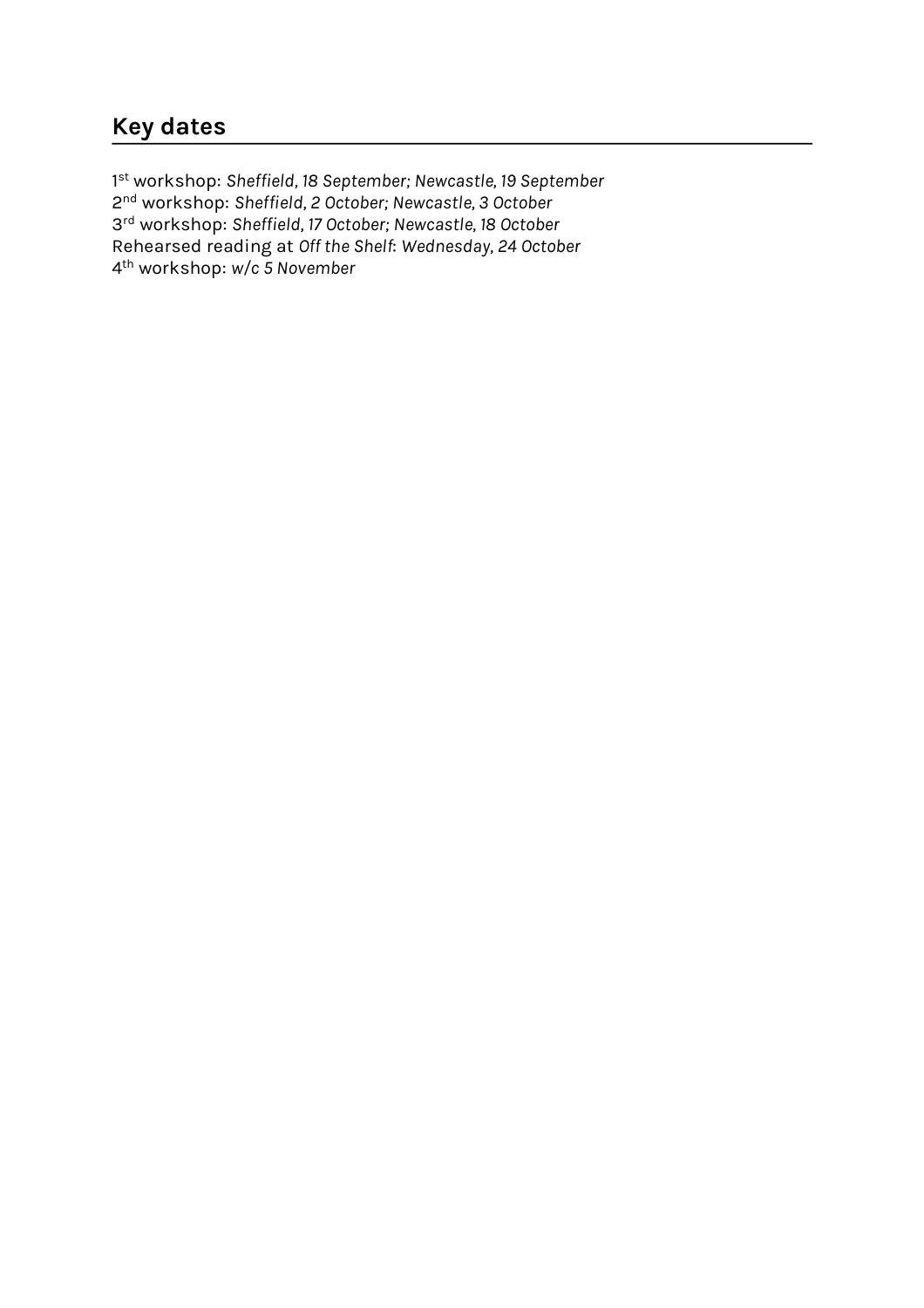## Key dates

1st workshop: *Sheffield, 18 September; Newcastle, 19 September*
2nd workshop: *Sheffield, 2 October; Newcastle, 3 October*
3rd workshop: *Sheffield, 17 October; Newcastle, 18 October*
Rehearsed reading at *Off the Shelf*: *Wednesday, 24 October*
4th workshop: *w/c 5 November*